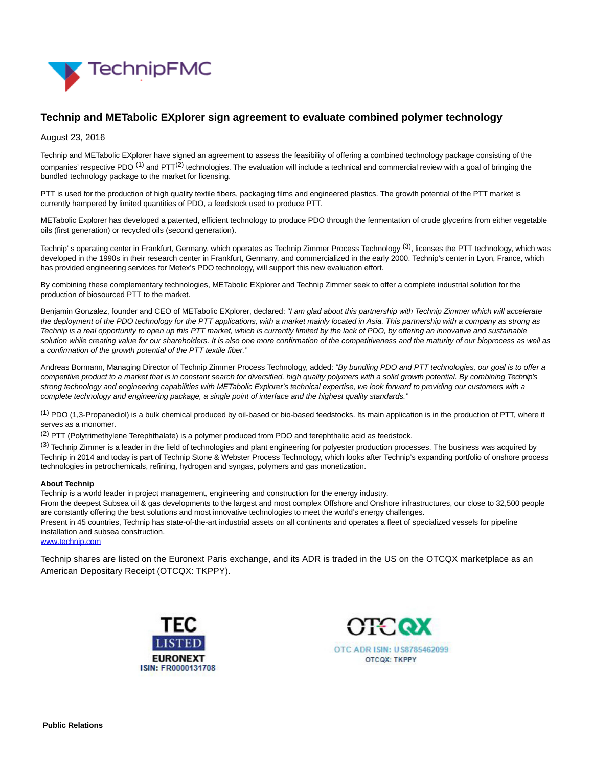# Technip and METabolic EXplorer sign agreement to evaluate combined polymer technology

August 23, 2016

Technip and METabolic EXplorer have signed an agreement to assess the feasibility of offering a combined technology package consisting of the companies' respective PDO [1] and PTT[2] technologies. The evaluation will include a technical and commercial review with a goal of bringing the bundled technology package to the market for licensing.

PTT is used for the production of high quality textile fibers, packaging films and engineered plastics. The growth potential of the PTT market is currently hampered by limited quantities of PDO, a feedstock used to produce PTT.

METabolic Explorer has developed a patented, efficient technology to produce PDO through the fermentation of crude glycerins from either vegetable oils (first generation) or recycled oils (second generation).

Technip' s operating center in Frankfurt, Germany, which operates as Technip Zimmer Process Technology [3], licenses the PTT technology, which was developed in the 1990s in their research center in Frankfurt, Germany, and commercialized in the early 2000. Technip's center in Lyon, France, which has provided engineering services for Metex's PDO technology, will support this new evaluation effort.

By combining these complementary technologies, METabolic EXplorer and Technip Zimmer seek to offer a complete industrial solution for the production of biosourced PTT to the market.

Benjamin Gonzalez, founder and CEO of METabolic EXplorer, declared: *"I am glad about this partnership with Technip Zimmer which will accelerate the deployment of the PDO technology for the PTT applications, with a market mainly located in Asia. This partnership with a company as strong as Technip is a real opportunity to open up this PTT market, which is currently limited by the lack of PDO, by offering an innovative and sustainable solution while creating value for our shareholders. It is also one more confirmation of the competitiveness and the maturity of our bioprocess as well as a confirmation of the growth potential of the PTT textile fiber."*

Andreas Bormann, Managing Director of Technip Zimmer Process Technology, added: *"By bundling PDO and PTT technologies, our goal is to offer a competitive product to a market that is in constant search for diversified, high quality polymers with a solid growth potential. By combining Technip's strong technology and engineering capabilities with METabolic Explorer's technical expertise, we look forward to providing our customers with a complete technology and engineering package, a single point of interface and the highest quality standards."*

[1] PDO (1,3-Propanediol) is a bulk chemical produced by oil-based or bio-based feedstocks. Its main application is in the production of PTT, where it serves as a monomer.

[2] PTT (Polytrimethylene Terephthalate) is a polymer produced from PDO and terephthalic acid as feedstock.

[3] Technip Zimmer is a leader in the field of technologies and plant engineering for polyester production processes. The business was acquired by Technip in 2014 and today is part of Technip Stone & Webster Process Technology, which looks after Technip's expanding portfolio of onshore process technologies in petrochemicals, refining, hydrogen and syngas, polymers and gas monetization.

**About Technip**

Technip is a world leader in project management, engineering and construction for the energy industry.
From the deepest Subsea oil & gas developments to the largest and most complex Offshore and Onshore infrastructures, our close to 32,500 people are constantly offering the best solutions and most innovative technologies to meet the world's energy challenges.
Present in 45 countries, Technip has state-of-the-art industrial assets on all continents and operates a fleet of specialized vessels for pipeline installation and subsea construction.
www.technip.com

Technip shares are listed on the Euronext Paris exchange, and its ADR is traded in the US on the OTCQX marketplace as an American Depositary Receipt (OTCQX: TKPPY).

TEC LISTED EURONEXT
ISIN: FR0000131708

OTCQX
OTC ADR ISIN: US8785462099
OTCQX: TKPPY

**Public Relations**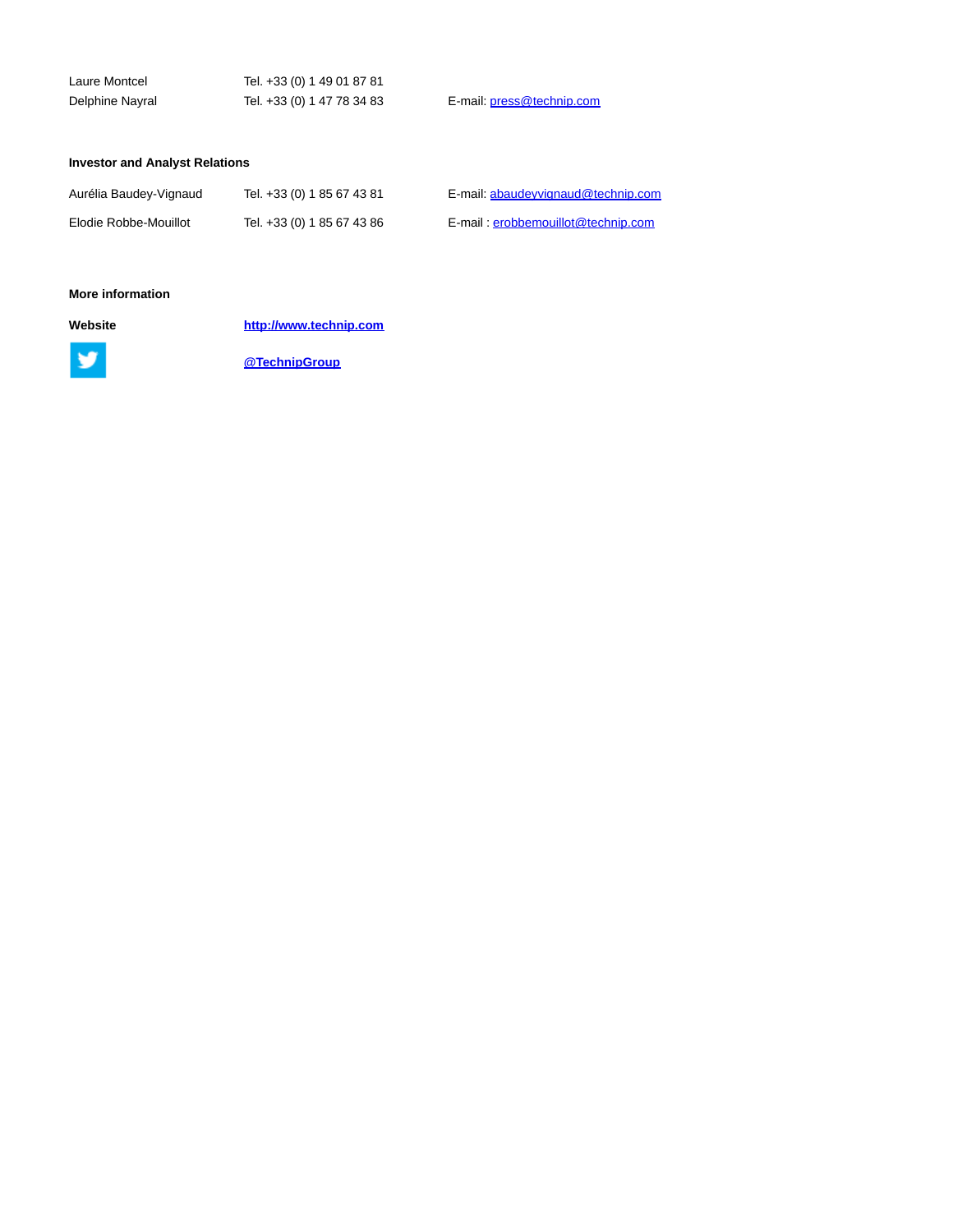| | | |
|---|---|---|
| Laure Montcel | Tel. +33 (0) 1 49 01 87 81 | |
| Delphine Nayral | Tel. +33 (0) 1 47 78 34 83 | E-mail: press@technip.com |

**Investor and Analyst Relations**

| | | |
|---|---|---|
| Aurélia Baudey-Vignaud | Tel. +33 (0) 1 85 67 43 81 | E-mail: abaudeyvignaud@technip.com |
| Elodie Robbe-Mouillot | Tel. +33 (0) 1 85 67 43 86 | E-mail : erobbemouillot@technip.com |

**More information**

| | |
|---|---|
| **Website** | **http://www.technip.com** |
| | **@TechnipGroup** |